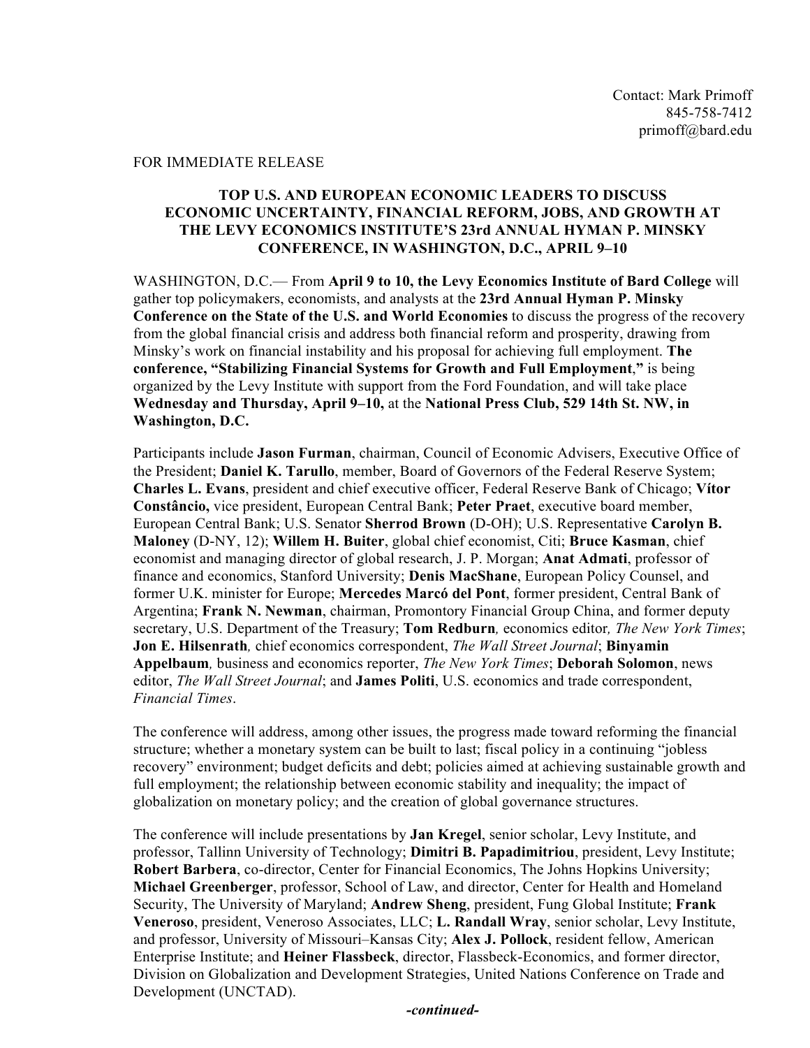Contact: Mark Primoff
845-758-7412
primoff@bard.edu

FOR IMMEDIATE RELEASE

**TOP U.S. AND EUROPEAN ECONOMIC LEADERS TO DISCUSS ECONOMIC UNCERTAINTY, FINANCIAL REFORM, JOBS, AND GROWTH AT THE LEVY ECONOMICS INSTITUTE'S 23rd ANNUAL HYMAN P. MINSKY CONFERENCE, IN WASHINGTON, D.C., APRIL 9–10**

WASHINGTON, D.C.— From **April 9 to 10, the Levy Economics Institute of Bard College** will gather top policymakers, economists, and analysts at the **23rd Annual Hyman P. Minsky Conference on the State of the U.S. and World Economies** to discuss the progress of the recovery from the global financial crisis and address both financial reform and prosperity, drawing from Minsky's work on financial instability and his proposal for achieving full employment. **The conference, "Stabilizing Financial Systems for Growth and Full Employment,"** is being organized by the Levy Institute with support from the Ford Foundation, and will take place **Wednesday and Thursday, April 9–10,** at the **National Press Club, 529 14th St. NW, in Washington, D.C.**

Participants include **Jason Furman**, chairman, Council of Economic Advisers, Executive Office of the President; **Daniel K. Tarullo**, member, Board of Governors of the Federal Reserve System; **Charles L. Evans**, president and chief executive officer, Federal Reserve Bank of Chicago; **Vítor Constâncio,** vice president, European Central Bank; **Peter Praet**, executive board member, European Central Bank; U.S. Senator **Sherrod Brown** (D-OH); U.S. Representative **Carolyn B. Maloney** (D-NY, 12); **Willem H. Buiter**, global chief economist, Citi; **Bruce Kasman**, chief economist and managing director of global research, J. P. Morgan; **Anat Admati**, professor of finance and economics, Stanford University; **Denis MacShane**, European Policy Counsel, and former U.K. minister for Europe; **Mercedes Marcó del Pont**, former president, Central Bank of Argentina; **Frank N. Newman**, chairman, Promontory Financial Group China, and former deputy secretary, U.S. Department of the Treasury; **Tom Redburn***,* economics editor*, The New York Times*; **Jon E. Hilsenrath***,* chief economics correspondent, *The Wall Street Journal*; **Binyamin Appelbaum***,* business and economics reporter, *The New York Times*; **Deborah Solomon**, news editor, *The Wall Street Journal*; and **James Politi**, U.S. economics and trade correspondent, *Financial Times*.

The conference will address, among other issues, the progress made toward reforming the financial structure; whether a monetary system can be built to last; fiscal policy in a continuing "jobless recovery" environment; budget deficits and debt; policies aimed at achieving sustainable growth and full employment; the relationship between economic stability and inequality; the impact of globalization on monetary policy; and the creation of global governance structures.

The conference will include presentations by **Jan Kregel**, senior scholar, Levy Institute, and professor, Tallinn University of Technology; **Dimitri B. Papadimitriou**, president, Levy Institute; **Robert Barbera**, co-director, Center for Financial Economics, The Johns Hopkins University; **Michael Greenberger**, professor, School of Law, and director, Center for Health and Homeland Security, The University of Maryland; **Andrew Sheng**, president, Fung Global Institute; **Frank Veneroso**, president, Veneroso Associates, LLC; **L. Randall Wray**, senior scholar, Levy Institute, and professor, University of Missouri–Kansas City; **Alex J. Pollock**, resident fellow, American Enterprise Institute; and **Heiner Flassbeck**, director, Flassbeck-Economics, and former director, Division on Globalization and Development Strategies, United Nations Conference on Trade and Development (UNCTAD).

***-continued-***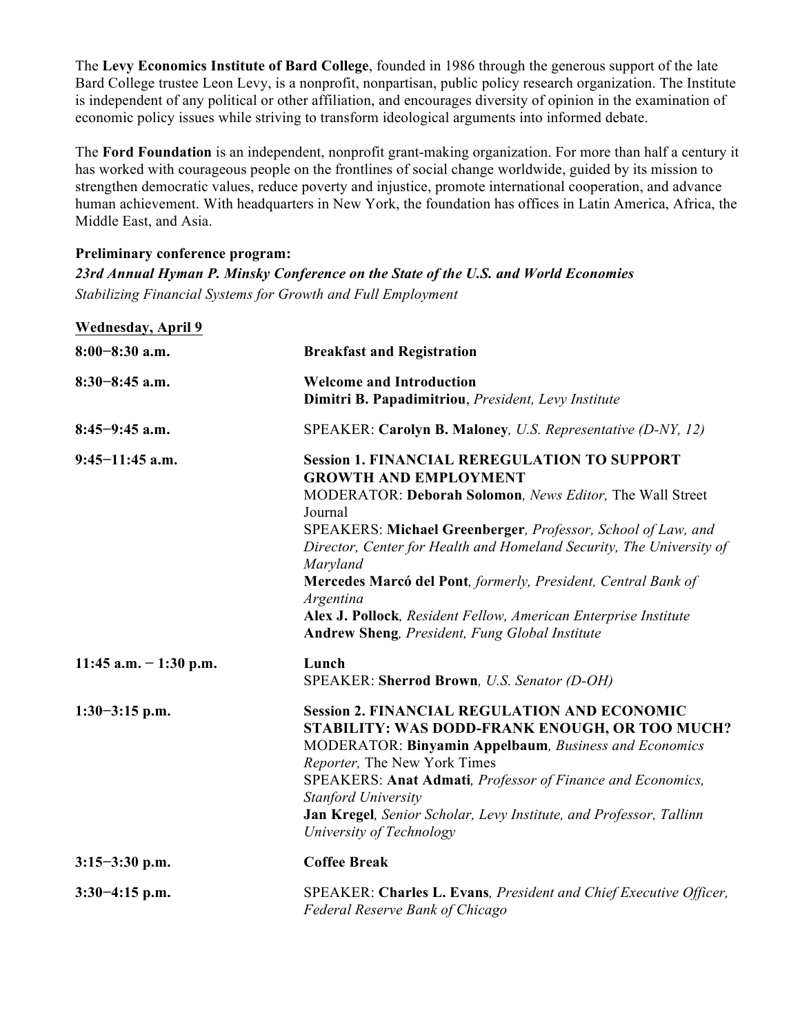The **Levy Economics Institute of Bard College**, founded in 1986 through the generous support of the late Bard College trustee Leon Levy, is a nonprofit, nonpartisan, public policy research organization. The Institute is independent of any political or other affiliation, and encourages diversity of opinion in the examination of economic policy issues while striving to transform ideological arguments into informed debate.

The **Ford Foundation** is an independent, nonprofit grant-making organization. For more than half a century it has worked with courageous people on the frontlines of social change worldwide, guided by its mission to strengthen democratic values, reduce poverty and injustice, promote international cooperation, and advance human achievement. With headquarters in New York, the foundation has offices in Latin America, Africa, the Middle East, and Asia.

**Preliminary conference program:**
***23rd Annual Hyman P. Minsky Conference on the State of the U.S. and World Economies***
*Stabilizing Financial Systems for Growth and Full Employment*

**Wednesday, April 9**

| | |
|---|---|
| **8:00−8:30 a.m.** | **Breakfast and Registration** |
| **8:30−8:45 a.m.** | **Welcome and Introduction**<br>**Dimitri B. Papadimitriou**, *President, Levy Institute* |
| **8:45−9:45 a.m.** | SPEAKER: **Carolyn B. Maloney***, U.S. Representative (D-NY, 12)* |
| **9:45−11:45 a.m.** | **Session 1. FINANCIAL REREGULATION TO SUPPORT GROWTH AND EMPLOYMENT**<br>MODERATOR: **Deborah Solomon***, News Editor,* The Wall Street Journal<br>SPEAKERS: **Michael Greenberger***, Professor, School of Law, and Director, Center for Health and Homeland Security, The University of Maryland*<br>**Mercedes Marcó del Pont***, formerly, President, Central Bank of Argentina*<br>**Alex J. Pollock***, Resident Fellow, American Enterprise Institute*<br>**Andrew Sheng***, President, Fung Global Institute* |
| **11:45 a.m. − 1:30 p.m.** | **Lunch**<br>SPEAKER: **Sherrod Brown***, U.S. Senator (D-OH)* |
| **1:30−3:15 p.m.** | **Session 2. FINANCIAL REGULATION AND ECONOMIC STABILITY: WAS DODD-FRANK ENOUGH, OR TOO MUCH?**<br>MODERATOR: **Binyamin Appelbaum***, Business and Economics Reporter,* The New York Times<br>SPEAKERS: **Anat Admati***, Professor of Finance and Economics, Stanford University*<br>**Jan Kregel***, Senior Scholar, Levy Institute, and Professor, Tallinn University of Technology* |
| **3:15−3:30 p.m.** | **Coffee Break** |
| **3:30−4:15 p.m.** | SPEAKER: **Charles L. Evans***, President and Chief Executive Officer, Federal Reserve Bank of Chicago* |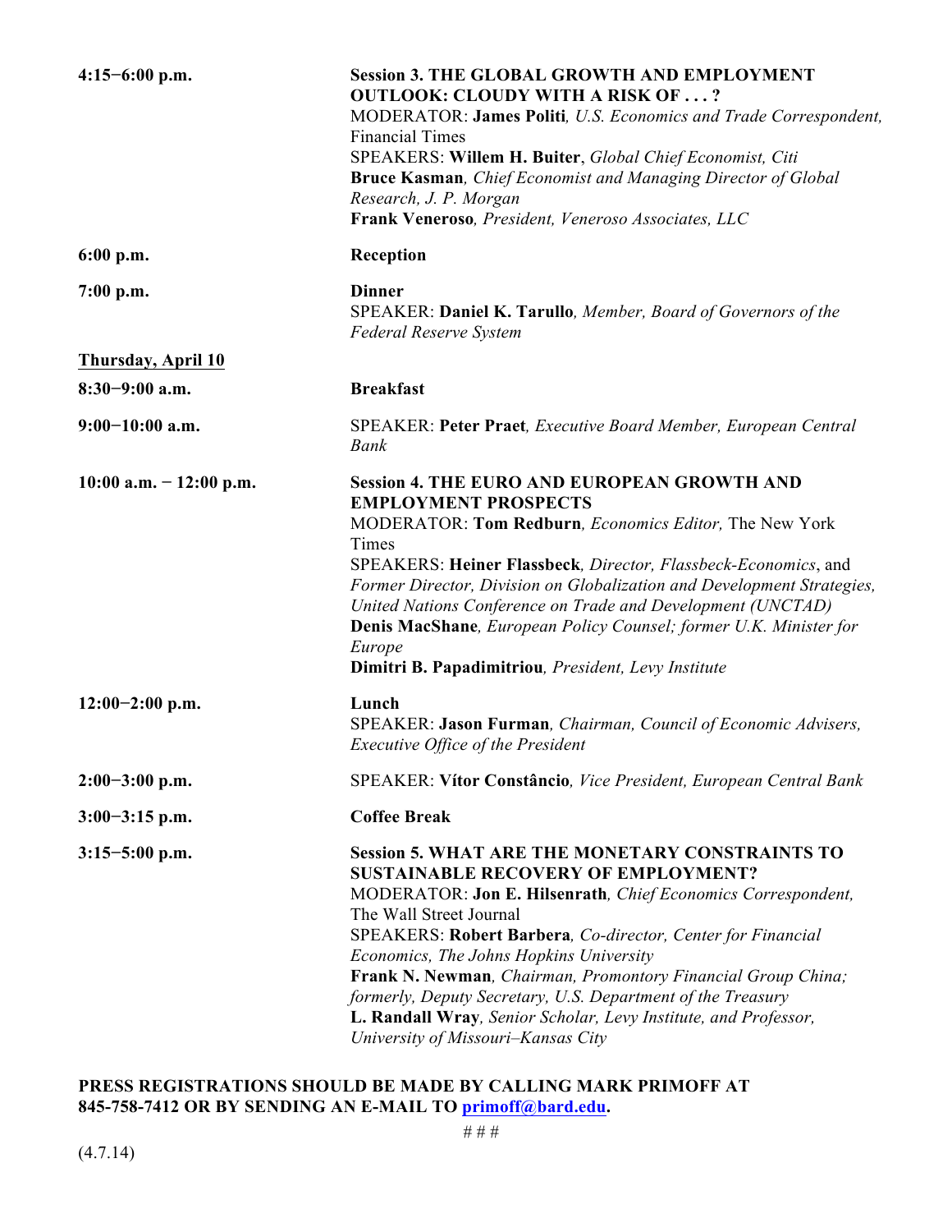**4:15−6:00 p.m.** — **Session 3. THE GLOBAL GROWTH AND EMPLOYMENT OUTLOOK: CLOUDY WITH A RISK OF . . . ?**
MODERATOR: **James Politi**, *U.S. Economics and Trade Correspondent,* Financial Times
SPEAKERS: **Willem H. Buiter**, *Global Chief Economist, Citi*
**Bruce Kasman**, *Chief Economist and Managing Director of Global Research, J. P. Morgan*
**Frank Veneroso**, *President, Veneroso Associates, LLC*

**6:00 p.m.** — **Reception**

**7:00 p.m.** — **Dinner**
SPEAKER: **Daniel K. Tarullo**, *Member, Board of Governors of the Federal Reserve System*

**Thursday, April 10**

**8:30−9:00 a.m.** — **Breakfast**

**9:00−10:00 a.m.** — SPEAKER: **Peter Praet**, *Executive Board Member, European Central Bank*

**10:00 a.m. − 12:00 p.m.** — **Session 4. THE EURO AND EUROPEAN GROWTH AND EMPLOYMENT PROSPECTS**
MODERATOR: **Tom Redburn**, *Economics Editor,* The New York Times
SPEAKERS: **Heiner Flassbeck**, *Director, Flassbeck-Economics*, and *Former Director, Division on Globalization and Development Strategies, United Nations Conference on Trade and Development (UNCTAD)*
**Denis MacShane**, *European Policy Counsel; former U.K. Minister for Europe*
**Dimitri B. Papadimitriou**, *President, Levy Institute*

**12:00−2:00 p.m.** — **Lunch**
SPEAKER: **Jason Furman**, *Chairman, Council of Economic Advisers, Executive Office of the President*

**2:00−3:00 p.m.** — SPEAKER: **Vítor Constâncio**, *Vice President, European Central Bank*

**3:00−3:15 p.m.** — **Coffee Break**

**3:15−5:00 p.m.** — **Session 5. WHAT ARE THE MONETARY CONSTRAINTS TO SUSTAINABLE RECOVERY OF EMPLOYMENT?**
MODERATOR: **Jon E. Hilsenrath**, *Chief Economics Correspondent,* The Wall Street Journal
SPEAKERS: **Robert Barbera**, *Co-director, Center for Financial Economics, The Johns Hopkins University*
**Frank N. Newman**, *Chairman, Promontory Financial Group China; formerly, Deputy Secretary, U.S. Department of the Treasury*
**L. Randall Wray**, *Senior Scholar, Levy Institute, and Professor, University of Missouri–Kansas City*

**PRESS REGISTRATIONS SHOULD BE MADE BY CALLING MARK PRIMOFF AT 845-758-7412 OR BY SENDING AN E-MAIL TO primoff@bard.edu.**

# # #

(4.7.14)